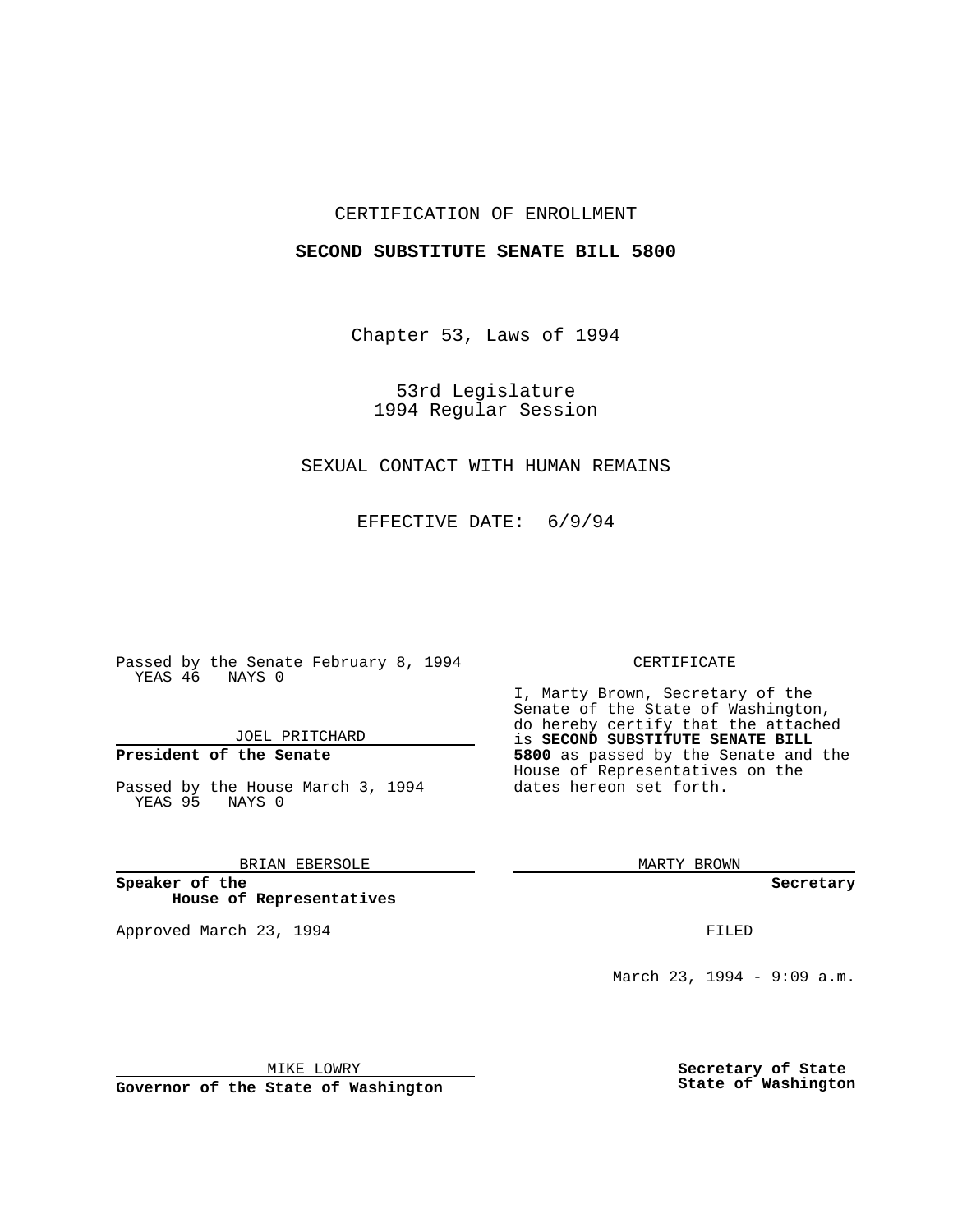CERTIFICATION OF ENROLLMENT

**SECOND SUBSTITUTE SENATE BILL 5800**

Chapter 53, Laws of 1994

53rd Legislature
1994 Regular Session

SEXUAL CONTACT WITH HUMAN REMAINS

EFFECTIVE DATE: 6/9/94

Passed by the Senate February 8, 1994
YEAS 46 NAYS 0

JOEL PRITCHARD

**President of the Senate**

Passed by the House March 3, 1994
YEAS 95 NAYS 0

BRIAN EBERSOLE

**Speaker of the House of Representatives**

Approved March 23, 1994

MIKE LOWRY

**Governor of the State of Washington**

CERTIFICATE

I, Marty Brown, Secretary of the Senate of the State of Washington, do hereby certify that the attached is **SECOND SUBSTITUTE SENATE BILL 5800** as passed by the Senate and the House of Representatives on the dates hereon set forth.

MARTY BROWN

**Secretary**

FILED

March 23, 1994 - 9:09 a.m.

**Secretary of State State of Washington**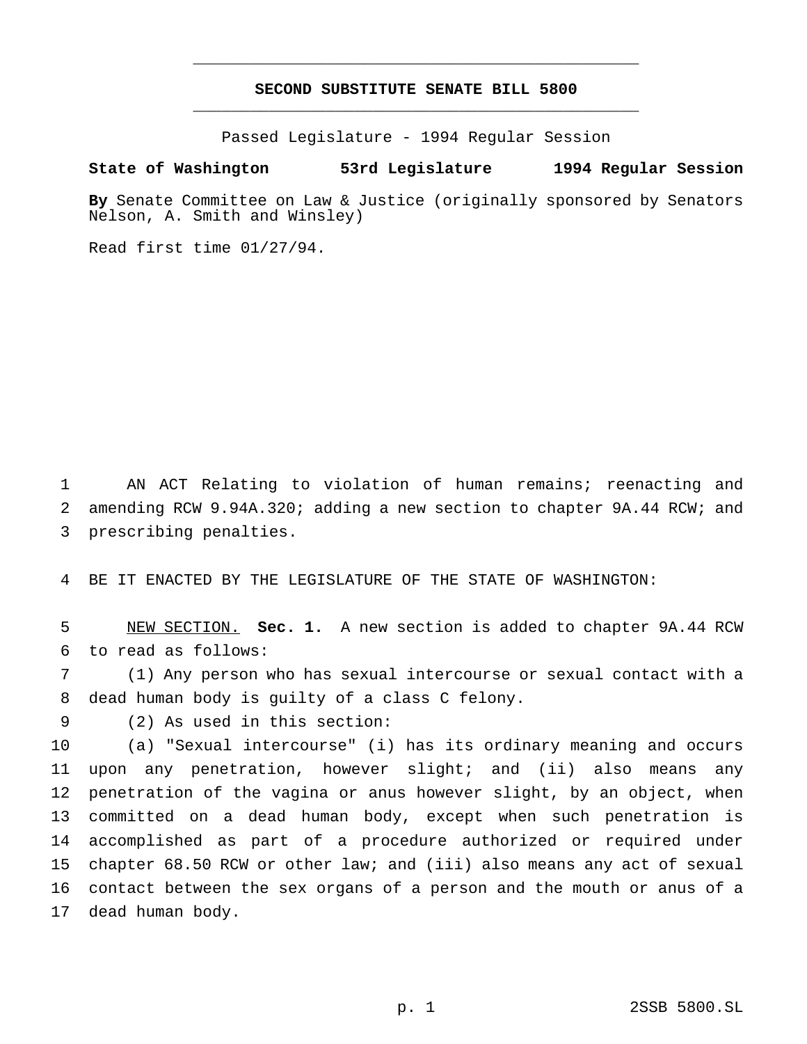# SECOND SUBSTITUTE SENATE BILL 5800

Passed Legislature - 1994 Regular Session

**State of Washington 53rd Legislature 1994 Regular Session**

**By** Senate Committee on Law & Justice (originally sponsored by Senators Nelson, A. Smith and Winsley)

Read first time 01/27/94.

AN ACT Relating to violation of human remains; reenacting and amending RCW 9.94A.320; adding a new section to chapter 9A.44 RCW; and prescribing penalties.

BE IT ENACTED BY THE LEGISLATURE OF THE STATE OF WASHINGTON:

NEW SECTION. **Sec. 1.** A new section is added to chapter 9A.44 RCW to read as follows:

(1) Any person who has sexual intercourse or sexual contact with a dead human body is guilty of a class C felony.

(2) As used in this section:

(a) "Sexual intercourse" (i) has its ordinary meaning and occurs upon any penetration, however slight; and (ii) also means any penetration of the vagina or anus however slight, by an object, when committed on a dead human body, except when such penetration is accomplished as part of a procedure authorized or required under chapter 68.50 RCW or other law; and (iii) also means any act of sexual contact between the sex organs of a person and the mouth or anus of a dead human body.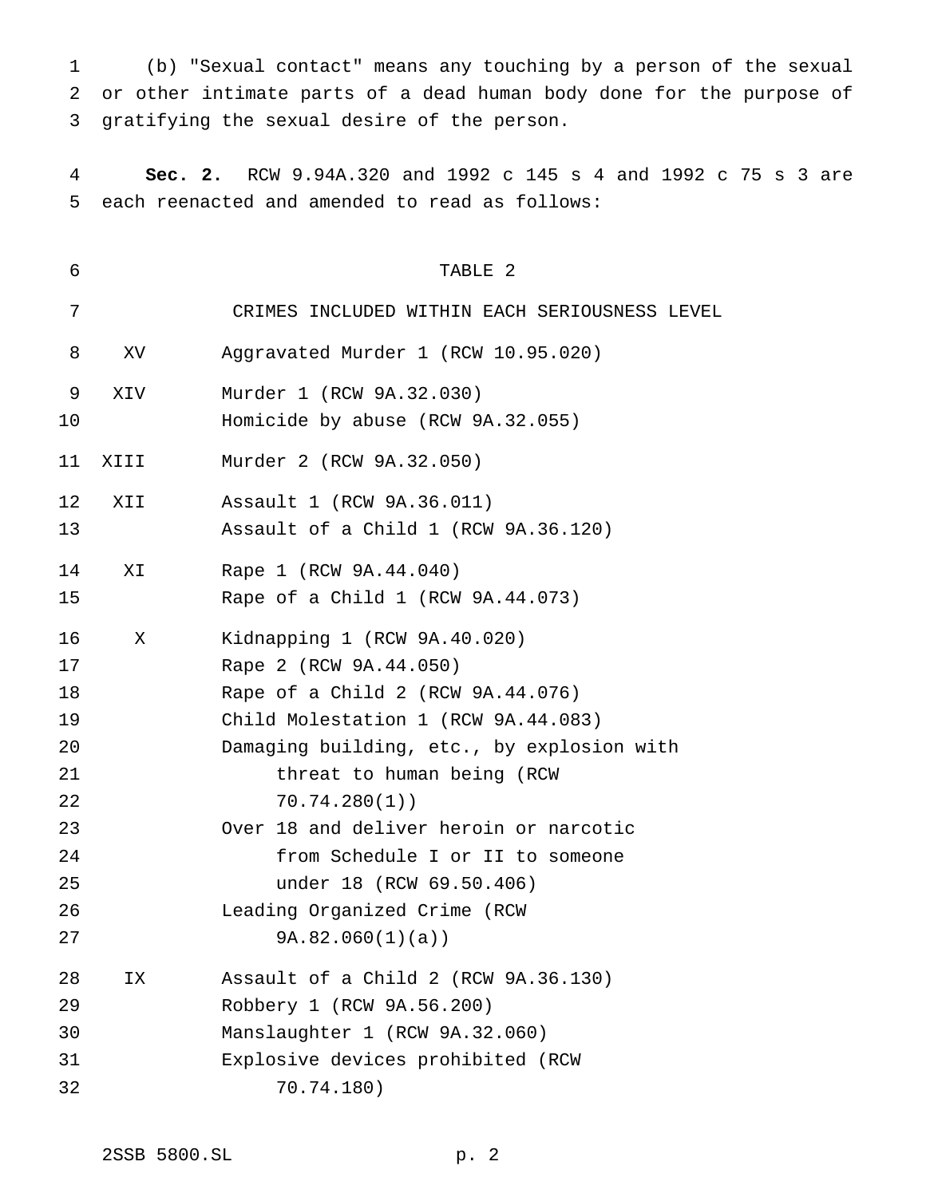(b) "Sexual contact" means any touching by a person of the sexual or other intimate parts of a dead human body done for the purpose of gratifying the sexual desire of the person.

**Sec. 2.** RCW 9.94A.320 and 1992 c 145 s 4 and 1992 c 75 s 3 are each reenacted and amended to read as follows:

TABLE 2

CRIMES INCLUDED WITHIN EACH SERIOUSNESS LEVEL

| Level | Crime |
|---|---|
| XV | Aggravated Murder 1 (RCW 10.95.020) |
| XIV | Murder 1 (RCW 9A.32.030) |
| | Homicide by abuse (RCW 9A.32.055) |
| XIII | Murder 2 (RCW 9A.32.050) |
| XII | Assault 1 (RCW 9A.36.011) |
| | Assault of a Child 1 (RCW 9A.36.120) |
| XI | Rape 1 (RCW 9A.44.040) |
| | Rape of a Child 1 (RCW 9A.44.073) |
| X | Kidnapping 1 (RCW 9A.40.020) |
| | Rape 2 (RCW 9A.44.050) |
| | Rape of a Child 2 (RCW 9A.44.076) |
| | Child Molestation 1 (RCW 9A.44.083) |
| | Damaging building, etc., by explosion with threat to human being (RCW 70.74.280(1)) |
| | Over 18 and deliver heroin or narcotic from Schedule I or II to someone under 18 (RCW 69.50.406) |
| | Leading Organized Crime (RCW 9A.82.060(1)(a)) |
| IX | Assault of a Child 2 (RCW 9A.36.130) |
| | Robbery 1 (RCW 9A.56.200) |
| | Manslaughter 1 (RCW 9A.32.060) |
| | Explosive devices prohibited (RCW 70.74.180) |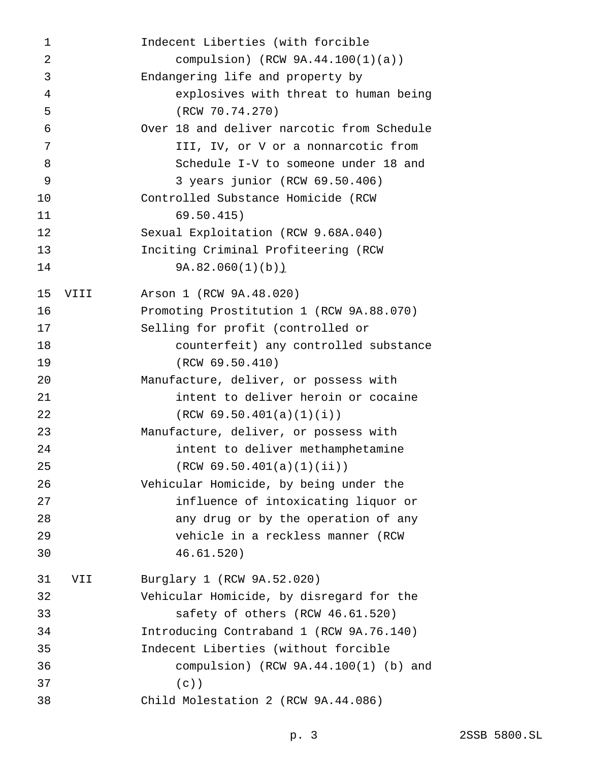| | |
|---|---|
| | Indecent Liberties (with forcible compulsion) (RCW 9A.44.100(1)(a)) |
| | Endangering life and property by explosives with threat to human being (RCW 70.74.270) |
| | Over 18 and deliver narcotic from Schedule III, IV, or V or a nonnarcotic from Schedule I-V to someone under 18 and 3 years junior (RCW 69.50.406) |
| | Controlled Substance Homicide (RCW 69.50.415) |
| | Sexual Exploitation (RCW 9.68A.040) |
| | Inciting Criminal Profiteering (RCW 9A.82.060(1)(b)) |
| VIII | Arson 1 (RCW 9A.48.020) |
| | Promoting Prostitution 1 (RCW 9A.88.070) |
| | Selling for profit (controlled or counterfeit) any controlled substance (RCW 69.50.410) |
| | Manufacture, deliver, or possess with intent to deliver heroin or cocaine (RCW 69.50.401(a)(1)(i)) |
| | Manufacture, deliver, or possess with intent to deliver methamphetamine (RCW 69.50.401(a)(1)(ii)) |
| | Vehicular Homicide, by being under the influence of intoxicating liquor or any drug or by the operation of any vehicle in a reckless manner (RCW 46.61.520) |
| VII | Burglary 1 (RCW 9A.52.020) |
| | Vehicular Homicide, by disregard for the safety of others (RCW 46.61.520) |
| | Introducing Contraband 1 (RCW 9A.76.140) |
| | Indecent Liberties (without forcible compulsion) (RCW 9A.44.100(1) (b) and (c)) |
| | Child Molestation 2 (RCW 9A.44.086) |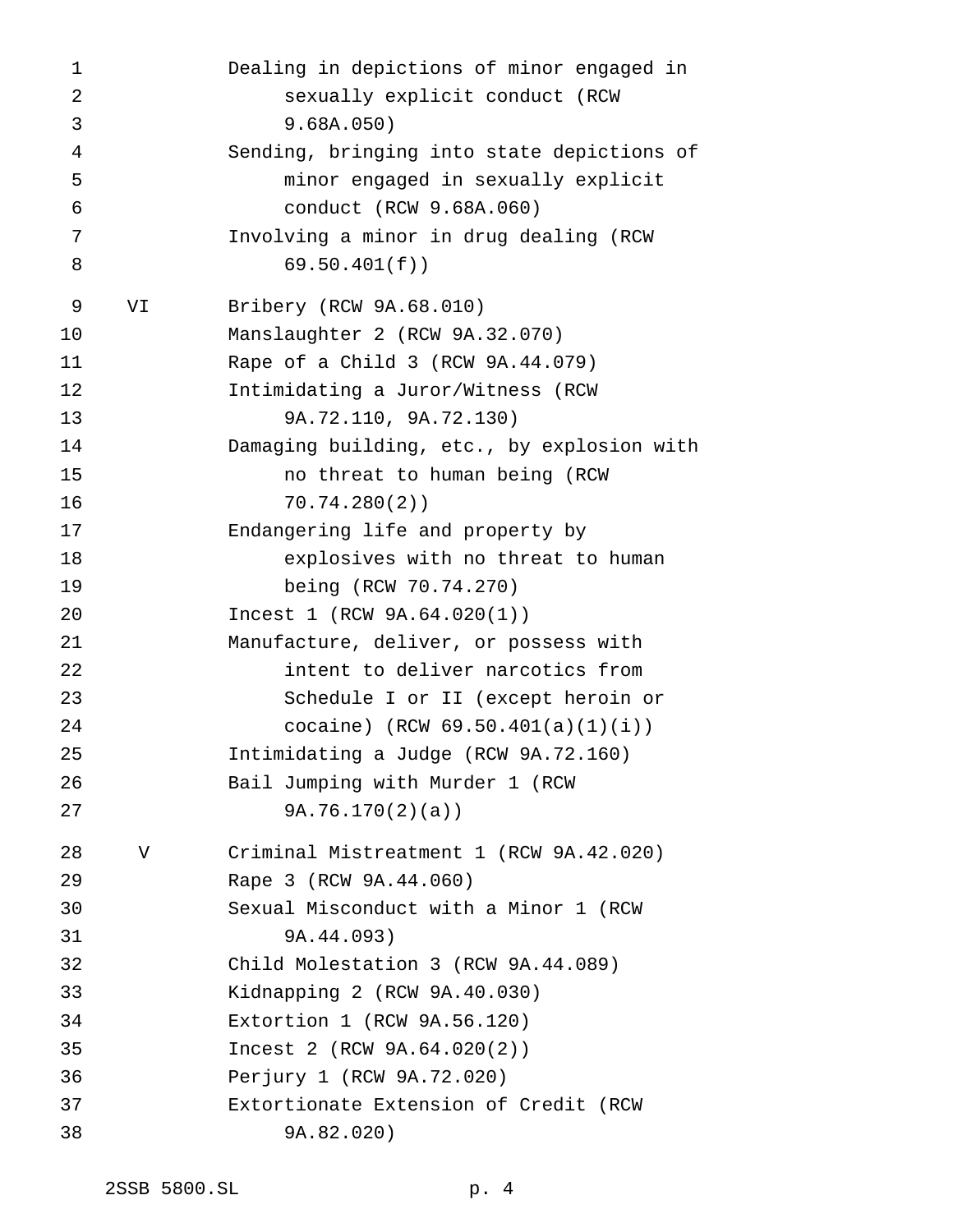| | |
|---|---|
| | Dealing in depictions of minor engaged in sexually explicit conduct (RCW 9.68A.050) |
| | Sending, bringing into state depictions of minor engaged in sexually explicit conduct (RCW 9.68A.060) |
| | Involving a minor in drug dealing (RCW 69.50.401(f)) |
| VI | Bribery (RCW 9A.68.010) |
| | Manslaughter 2 (RCW 9A.32.070) |
| | Rape of a Child 3 (RCW 9A.44.079) |
| | Intimidating a Juror/Witness (RCW 9A.72.110, 9A.72.130) |
| | Damaging building, etc., by explosion with no threat to human being (RCW 70.74.280(2)) |
| | Endangering life and property by explosives with no threat to human being (RCW 70.74.270) |
| | Incest 1 (RCW 9A.64.020(1)) |
| | Manufacture, deliver, or possess with intent to deliver narcotics from Schedule I or II (except heroin or cocaine) (RCW 69.50.401(a)(1)(i)) |
| | Intimidating a Judge (RCW 9A.72.160) |
| | Bail Jumping with Murder 1 (RCW 9A.76.170(2)(a)) |
| V | Criminal Mistreatment 1 (RCW 9A.42.020) |
| | Rape 3 (RCW 9A.44.060) |
| | Sexual Misconduct with a Minor 1 (RCW 9A.44.093) |
| | Child Molestation 3 (RCW 9A.44.089) |
| | Kidnapping 2 (RCW 9A.40.030) |
| | Extortion 1 (RCW 9A.56.120) |
| | Incest 2 (RCW 9A.64.020(2)) |
| | Perjury 1 (RCW 9A.72.020) |
| | Extortionate Extension of Credit (RCW 9A.82.020) |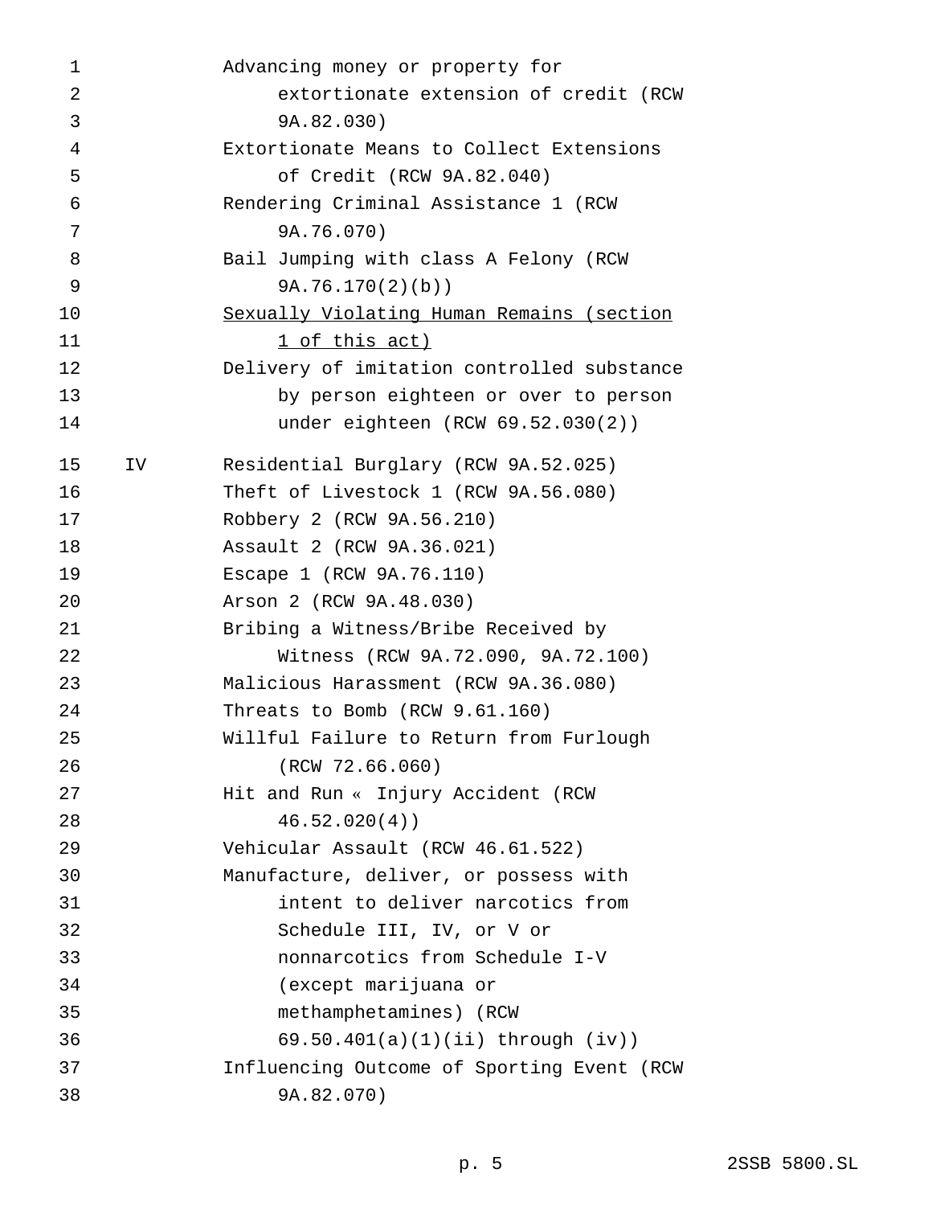Advancing money or property for extortionate extension of credit (RCW 9A.82.030)

Extortionate Means to Collect Extensions of Credit (RCW 9A.82.040)

Rendering Criminal Assistance 1 (RCW 9A.76.070)

Bail Jumping with class A Felony (RCW 9A.76.170(2)(b))

<u>Sexually Violating Human Remains (section 1 of this act)</u>

Delivery of imitation controlled substance by person eighteen or over to person under eighteen (RCW 69.52.030(2))

IV

Residential Burglary (RCW 9A.52.025)

Theft of Livestock 1 (RCW 9A.56.080)

Robbery 2 (RCW 9A.56.210)

Assault 2 (RCW 9A.36.021)

Escape 1 (RCW 9A.76.110)

Arson 2 (RCW 9A.48.030)

Bribing a Witness/Bribe Received by Witness (RCW 9A.72.090, 9A.72.100)

Malicious Harassment (RCW 9A.36.080)

Threats to Bomb (RCW 9.61.160)

Willful Failure to Return from Furlough (RCW 72.66.060)

Hit and Run « Injury Accident (RCW 46.52.020(4))

Vehicular Assault (RCW 46.61.522)

Manufacture, deliver, or possess with intent to deliver narcotics from Schedule III, IV, or V or nonnarcotics from Schedule I-V (except marijuana or methamphetamines) (RCW 69.50.401(a)(1)(ii) through (iv))

Influencing Outcome of Sporting Event (RCW 9A.82.070)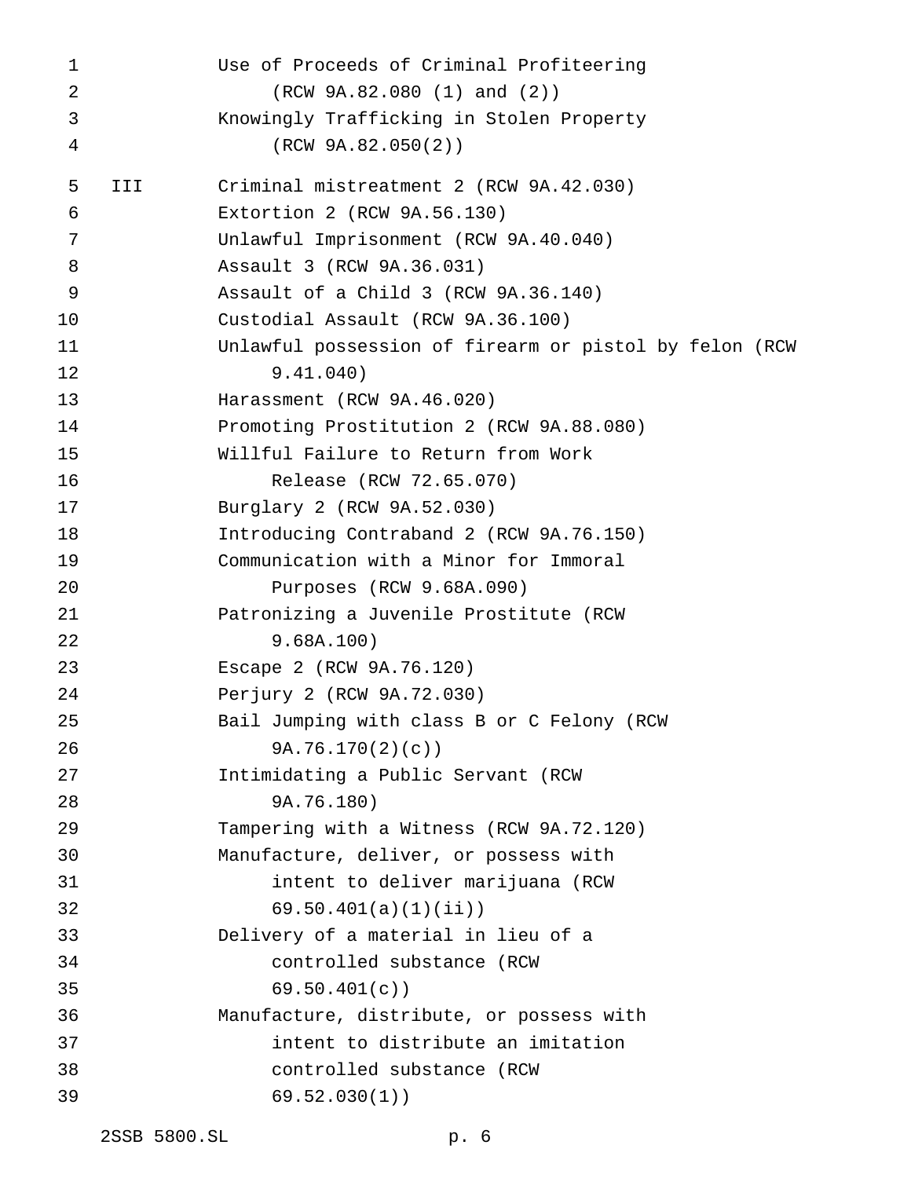Use of Proceeds of Criminal Profiteering
(RCW 9A.82.080 (1) and (2))
Knowingly Trafficking in Stolen Property
(RCW 9A.82.050(2))

III Criminal mistreatment 2 (RCW 9A.42.030)
Extortion 2 (RCW 9A.56.130)
Unlawful Imprisonment (RCW 9A.40.040)
Assault 3 (RCW 9A.36.031)
Assault of a Child 3 (RCW 9A.36.140)
Custodial Assault (RCW 9A.36.100)
Unlawful possession of firearm or pistol by felon (RCW 9.41.040)
Harassment (RCW 9A.46.020)
Promoting Prostitution 2 (RCW 9A.88.080)
Willful Failure to Return from Work Release (RCW 72.65.070)
Burglary 2 (RCW 9A.52.030)
Introducing Contraband 2 (RCW 9A.76.150)
Communication with a Minor for Immoral Purposes (RCW 9.68A.090)
Patronizing a Juvenile Prostitute (RCW 9.68A.100)
Escape 2 (RCW 9A.76.120)
Perjury 2 (RCW 9A.72.030)
Bail Jumping with class B or C Felony (RCW 9A.76.170(2)(c))
Intimidating a Public Servant (RCW 9A.76.180)
Tampering with a Witness (RCW 9A.72.120)
Manufacture, deliver, or possess with intent to deliver marijuana (RCW 69.50.401(a)(1)(ii))
Delivery of a material in lieu of a controlled substance (RCW 69.50.401(c))
Manufacture, distribute, or possess with intent to distribute an imitation controlled substance (RCW 69.52.030(1))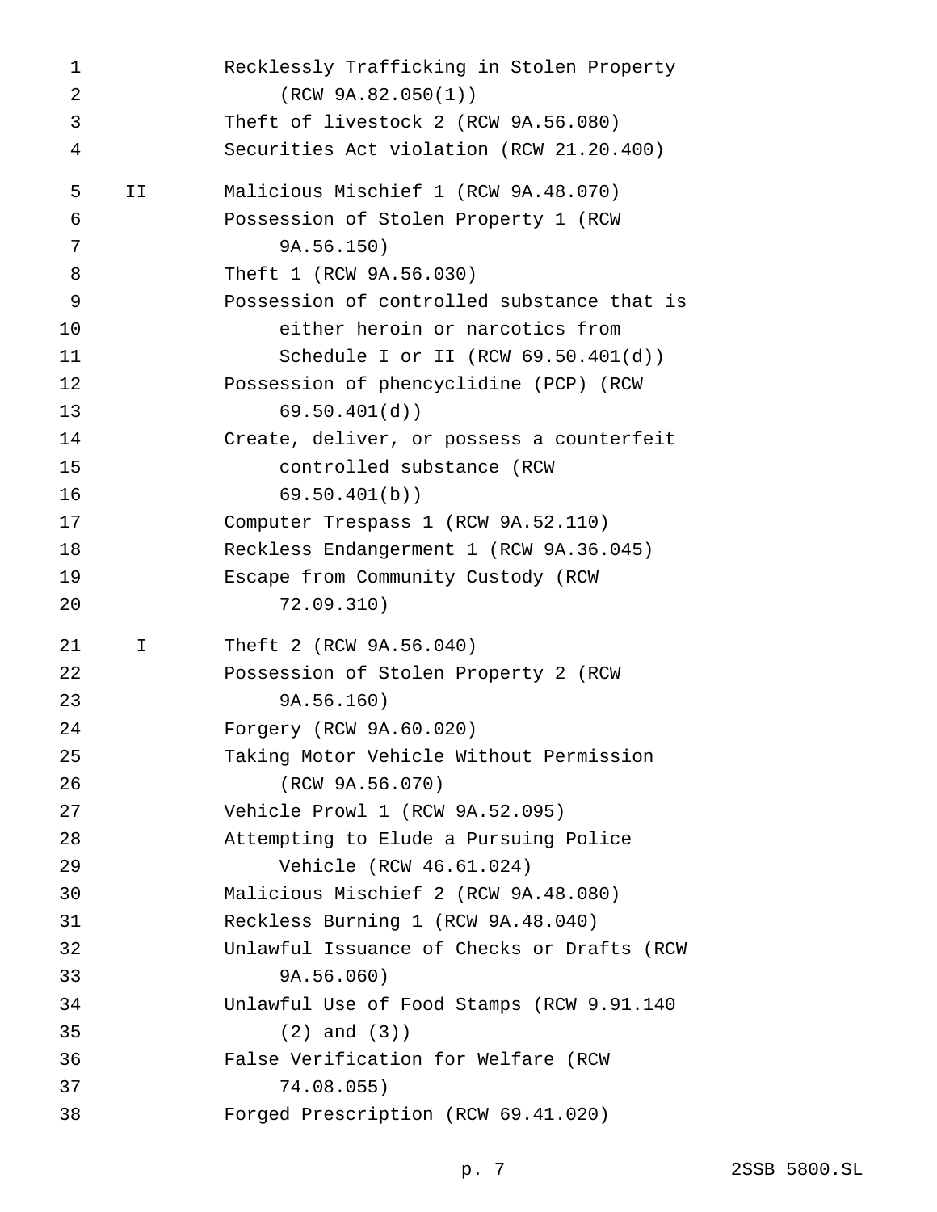| | |
|---|---|
| | Recklessly Trafficking in Stolen Property (RCW 9A.82.050(1)) |
| | Theft of livestock 2 (RCW 9A.56.080) |
| | Securities Act violation (RCW 21.20.400) |
| II | Malicious Mischief 1 (RCW 9A.48.070) |
| | Possession of Stolen Property 1 (RCW 9A.56.150) |
| | Theft 1 (RCW 9A.56.030) |
| | Possession of controlled substance that is either heroin or narcotics from Schedule I or II (RCW 69.50.401(d)) |
| | Possession of phencyclidine (PCP) (RCW 69.50.401(d)) |
| | Create, deliver, or possess a counterfeit controlled substance (RCW 69.50.401(b)) |
| | Computer Trespass 1 (RCW 9A.52.110) |
| | Reckless Endangerment 1 (RCW 9A.36.045) |
| | Escape from Community Custody (RCW 72.09.310) |
| I | Theft 2 (RCW 9A.56.040) |
| | Possession of Stolen Property 2 (RCW 9A.56.160) |
| | Forgery (RCW 9A.60.020) |
| | Taking Motor Vehicle Without Permission (RCW 9A.56.070) |
| | Vehicle Prowl 1 (RCW 9A.52.095) |
| | Attempting to Elude a Pursuing Police Vehicle (RCW 46.61.024) |
| | Malicious Mischief 2 (RCW 9A.48.080) |
| | Reckless Burning 1 (RCW 9A.48.040) |
| | Unlawful Issuance of Checks or Drafts (RCW 9A.56.060) |
| | Unlawful Use of Food Stamps (RCW 9.91.140 (2) and (3)) |
| | False Verification for Welfare (RCW 74.08.055) |
| | Forged Prescription (RCW 69.41.020) |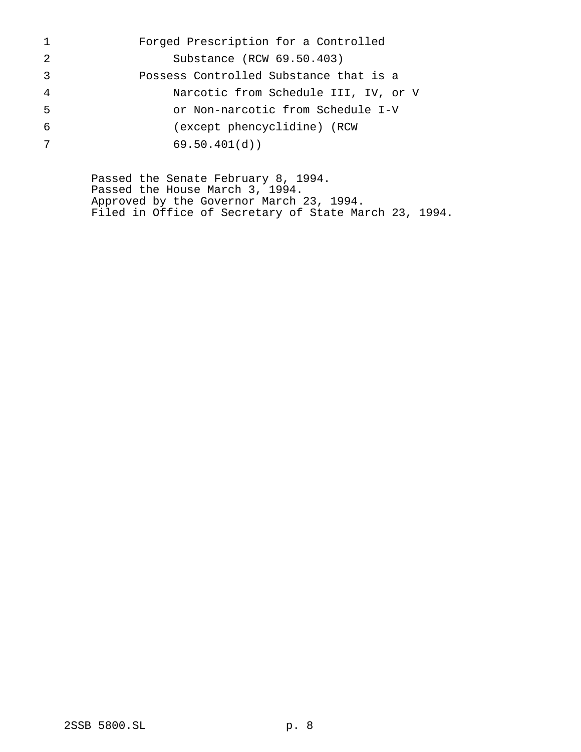Forged Prescription for a Controlled Substance (RCW 69.50.403)

Possess Controlled Substance that is a Narcotic from Schedule III, IV, or V or Non-narcotic from Schedule I-V (except phencyclidine) (RCW 69.50.401(d))

Passed the Senate February 8, 1994.
Passed the House March 3, 1994.
Approved by the Governor March 23, 1994.
Filed in Office of Secretary of State March 23, 1994.